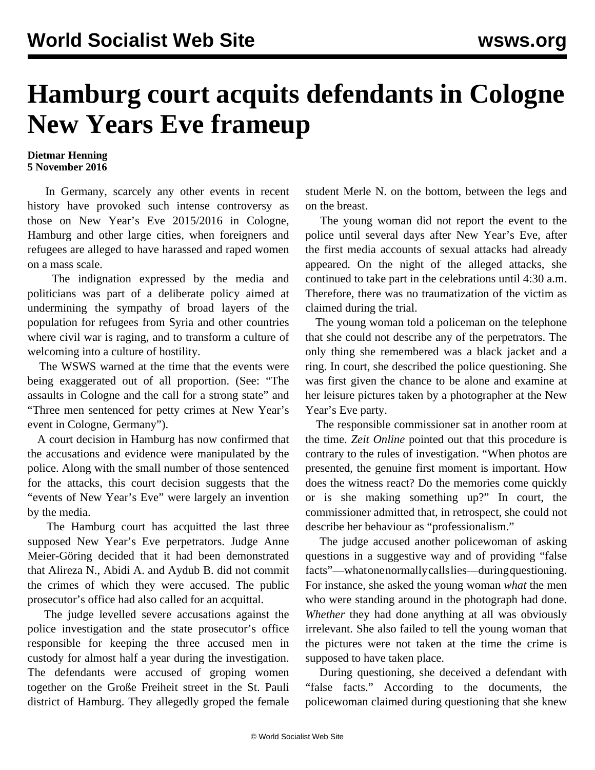# Hamburg court acquits defendants in Cologne New Years Eve frameup

**Dietmar Henning**
**5 November 2016**

In Germany, scarcely any other events in recent history have provoked such intense controversy as those on New Year's Eve 2015/2016 in Cologne, Hamburg and other large cities, when foreigners and refugees are alleged to have harassed and raped women on a mass scale.

The indignation expressed by the media and politicians was part of a deliberate policy aimed at undermining the sympathy of broad layers of the population for refugees from Syria and other countries where civil war is raging, and to transform a culture of welcoming into a culture of hostility.

The WSWS warned at the time that the events were being exaggerated out of all proportion. (See: "The assaults in Cologne and the call for a strong state" and "Three men sentenced for petty crimes at New Year's event in Cologne, Germany").

A court decision in Hamburg has now confirmed that the accusations and evidence were manipulated by the police. Along with the small number of those sentenced for the attacks, this court decision suggests that the "events of New Year's Eve" were largely an invention by the media.

The Hamburg court has acquitted the last three supposed New Year's Eve perpetrators. Judge Anne Meier-Göring decided that it had been demonstrated that Alireza N., Abidi A. and Aydub B. did not commit the crimes of which they were accused. The public prosecutor's office had also called for an acquittal.

The judge levelled severe accusations against the police investigation and the state prosecutor's office responsible for keeping the three accused men in custody for almost half a year during the investigation. The defendants were accused of groping women together on the Große Freiheit street in the St. Pauli district of Hamburg. They allegedly groped the female student Merle N. on the bottom, between the legs and on the breast.

The young woman did not report the event to the police until several days after New Year's Eve, after the first media accounts of sexual attacks had already appeared. On the night of the alleged attacks, she continued to take part in the celebrations until 4:30 a.m. Therefore, there was no traumatization of the victim as claimed during the trial.

The young woman told a policeman on the telephone that she could not describe any of the perpetrators. The only thing she remembered was a black jacket and a ring. In court, she described the police questioning. She was first given the chance to be alone and examine at her leisure pictures taken by a photographer at the New Year's Eve party.

The responsible commissioner sat in another room at the time. *Zeit Online* pointed out that this procedure is contrary to the rules of investigation. "When photos are presented, the genuine first moment is important. How does the witness react? Do the memories come quickly or is she making something up?" In court, the commissioner admitted that, in retrospect, she could not describe her behaviour as "professionalism."

The judge accused another policewoman of asking questions in a suggestive way and of providing "false facts"—what one normally calls lies—during questioning. For instance, she asked the young woman *what* the men who were standing around in the photograph had done. *Whether* they had done anything at all was obviously irrelevant. She also failed to tell the young woman that the pictures were not taken at the time the crime is supposed to have taken place.

During questioning, she deceived a defendant with "false facts." According to the documents, the policewoman claimed during questioning that she knew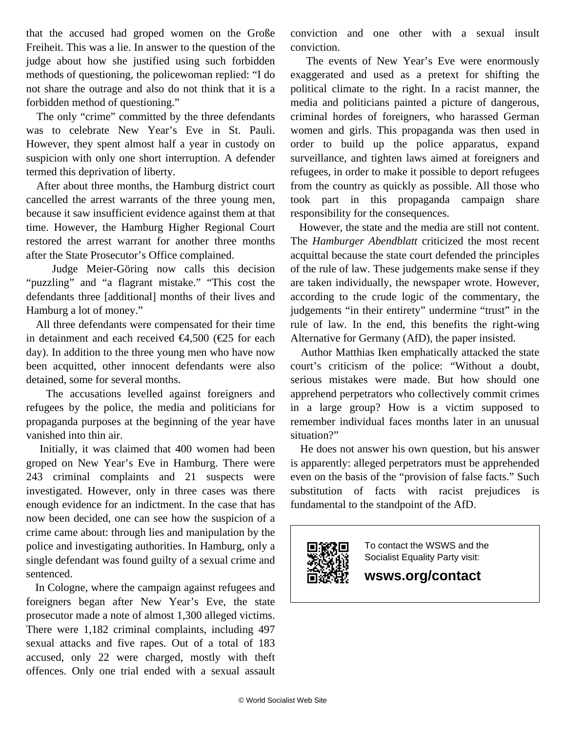that the accused had groped women on the Große Freiheit. This was a lie. In answer to the question of the judge about how she justified using such forbidden methods of questioning, the policewoman replied: “I do not share the outrage and also do not think that it is a forbidden method of questioning.”

The only “crime” committed by the three defendants was to celebrate New Year’s Eve in St. Pauli. However, they spent almost half a year in custody on suspicion with only one short interruption. A defender termed this deprivation of liberty.

After about three months, the Hamburg district court cancelled the arrest warrants of the three young men, because it saw insufficient evidence against them at that time. However, the Hamburg Higher Regional Court restored the arrest warrant for another three months after the State Prosecutor’s Office complained.

Judge Meier-Göring now calls this decision “puzzling” and “a flagrant mistake.” “This cost the defendants three [additional] months of their lives and Hamburg a lot of money.”

All three defendants were compensated for their time in detainment and each received €4,500 (€25 for each day). In addition to the three young men who have now been acquitted, other innocent defendants were also detained, some for several months.

The accusations levelled against foreigners and refugees by the police, the media and politicians for propaganda purposes at the beginning of the year have vanished into thin air.

Initially, it was claimed that 400 women had been groped on New Year’s Eve in Hamburg. There were 243 criminal complaints and 21 suspects were investigated. However, only in three cases was there enough evidence for an indictment. In the case that has now been decided, one can see how the suspicion of a crime came about: through lies and manipulation by the police and investigating authorities. In Hamburg, only a single defendant was found guilty of a sexual crime and sentenced.

In Cologne, where the campaign against refugees and foreigners began after New Year’s Eve, the state prosecutor made a note of almost 1,300 alleged victims. There were 1,182 criminal complaints, including 497 sexual attacks and five rapes. Out of a total of 183 accused, only 22 were charged, mostly with theft offences. Only one trial ended with a sexual assault conviction and one other with a sexual insult conviction.

The events of New Year’s Eve were enormously exaggerated and used as a pretext for shifting the political climate to the right. In a racist manner, the media and politicians painted a picture of dangerous, criminal hordes of foreigners, who harassed German women and girls. This propaganda was then used in order to build up the police apparatus, expand surveillance, and tighten laws aimed at foreigners and refugees, in order to make it possible to deport refugees from the country as quickly as possible. All those who took part in this propaganda campaign share responsibility for the consequences.

However, the state and the media are still not content. The *Hamburger Abendblatt* criticized the most recent acquittal because the state court defended the principles of the rule of law. These judgements make sense if they are taken individually, the newspaper wrote. However, according to the crude logic of the commentary, the judgements “in their entirety” undermine “trust” in the rule of law. In the end, this benefits the right-wing Alternative for Germany (AfD), the paper insisted.

Author Matthias Iken emphatically attacked the state court’s criticism of the police: “Without a doubt, serious mistakes were made. But how should one apprehend perpetrators who collectively commit crimes in a large group? How is a victim supposed to remember individual faces months later in an unusual situation?”

He does not answer his own question, but his answer is apparently: alleged perpetrators must be apprehended even on the basis of the “provision of false facts.” Such substitution of facts with racist prejudices is fundamental to the standpoint of the AfD.

To contact the WSWS and the Socialist Equality Party visit:

**wsws.org/contact**